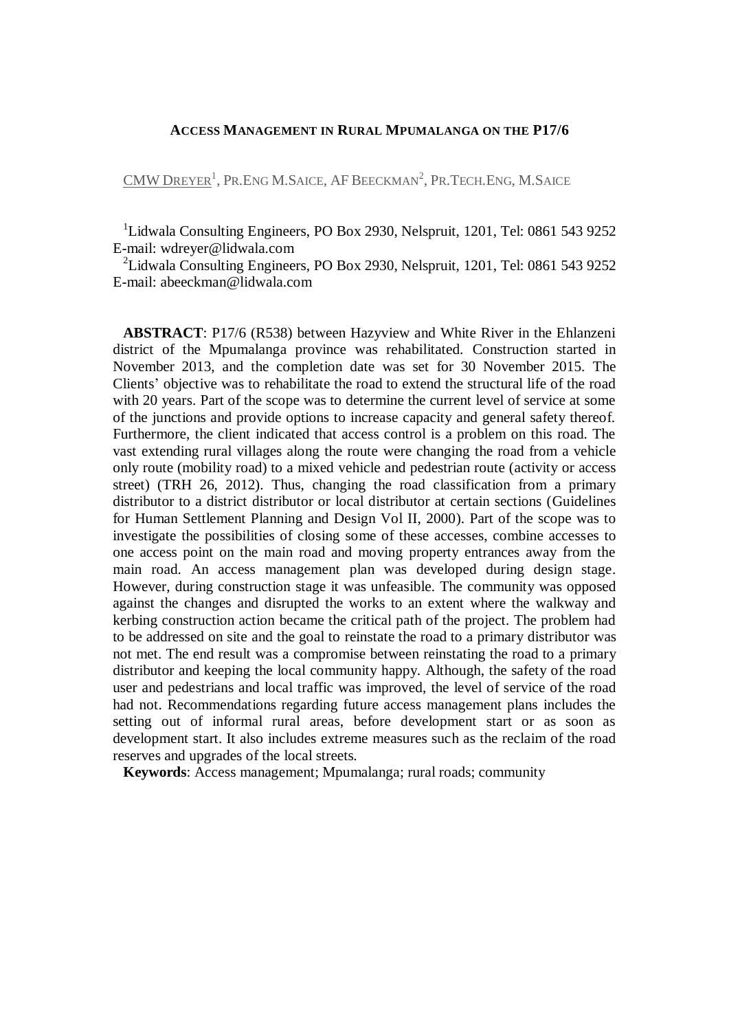# ACCESS MANAGEMENT IN RURAL MPUMALANGA ON THE P17/6

CMW DREYER[1], PR.ENG M.SAICE, AF BEECKMAN[2], PR.TECH.ENG, M.SAICE

[1]Lidwala Consulting Engineers, PO Box 2930, Nelspruit, 1201, Tel: 0861 543 9252
E-mail: wdreyer@lidwala.com

[2]Lidwala Consulting Engineers, PO Box 2930, Nelspruit, 1201, Tel: 0861 543 9252
E-mail: abeeckman@lidwala.com

**ABSTRACT**: P17/6 (R538) between Hazyview and White River in the Ehlanzeni district of the Mpumalanga province was rehabilitated. Construction started in November 2013, and the completion date was set for 30 November 2015. The Clients' objective was to rehabilitate the road to extend the structural life of the road with 20 years. Part of the scope was to determine the current level of service at some of the junctions and provide options to increase capacity and general safety thereof. Furthermore, the client indicated that access control is a problem on this road. The vast extending rural villages along the route were changing the road from a vehicle only route (mobility road) to a mixed vehicle and pedestrian route (activity or access street) (TRH 26, 2012). Thus, changing the road classification from a primary distributor to a district distributor or local distributor at certain sections (Guidelines for Human Settlement Planning and Design Vol II, 2000). Part of the scope was to investigate the possibilities of closing some of these accesses, combine accesses to one access point on the main road and moving property entrances away from the main road. An access management plan was developed during design stage. However, during construction stage it was unfeasible. The community was opposed against the changes and disrupted the works to an extent where the walkway and kerbing construction action became the critical path of the project. The problem had to be addressed on site and the goal to reinstate the road to a primary distributor was not met. The end result was a compromise between reinstating the road to a primary distributor and keeping the local community happy. Although, the safety of the road user and pedestrians and local traffic was improved, the level of service of the road had not. Recommendations regarding future access management plans includes the setting out of informal rural areas, before development start or as soon as development start. It also includes extreme measures such as the reclaim of the road reserves and upgrades of the local streets.

**Keywords**: Access management; Mpumalanga; rural roads; community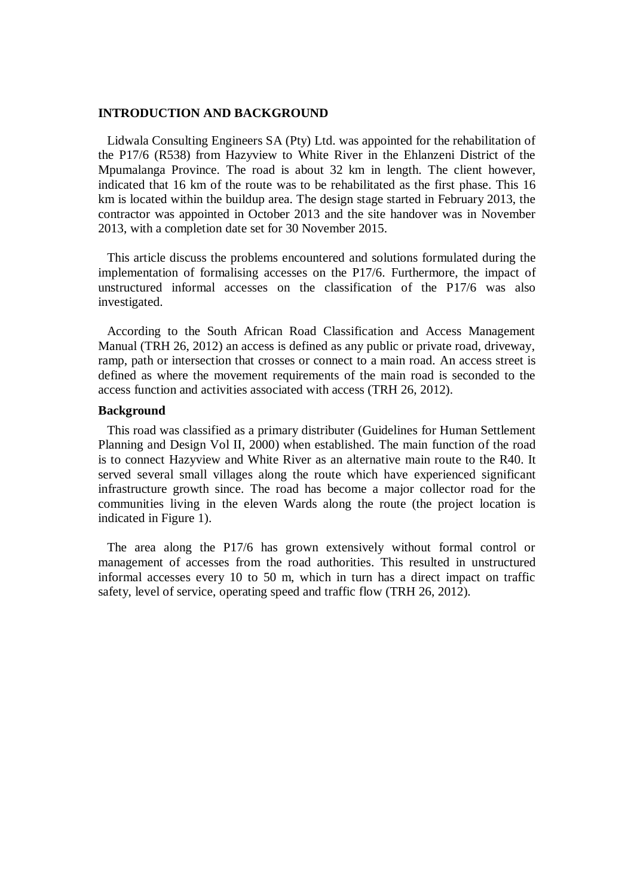## INTRODUCTION AND BACKGROUND

Lidwala Consulting Engineers SA (Pty) Ltd. was appointed for the rehabilitation of the P17/6 (R538) from Hazyview to White River in the Ehlanzeni District of the Mpumalanga Province. The road is about 32 km in length. The client however, indicated that 16 km of the route was to be rehabilitated as the first phase. This 16 km is located within the buildup area. The design stage started in February 2013, the contractor was appointed in October 2013 and the site handover was in November 2013, with a completion date set for 30 November 2015.

This article discuss the problems encountered and solutions formulated during the implementation of formalising accesses on the P17/6. Furthermore, the impact of unstructured informal accesses on the classification of the P17/6 was also investigated.

According to the South African Road Classification and Access Management Manual (TRH 26, 2012) an access is defined as any public or private road, driveway, ramp, path or intersection that crosses or connect to a main road. An access street is defined as where the movement requirements of the main road is seconded to the access function and activities associated with access (TRH 26, 2012).

### Background

This road was classified as a primary distributer (Guidelines for Human Settlement Planning and Design Vol II, 2000) when established. The main function of the road is to connect Hazyview and White River as an alternative main route to the R40. It served several small villages along the route which have experienced significant infrastructure growth since. The road has become a major collector road for the communities living in the eleven Wards along the route (the project location is indicated in Figure 1).

The area along the P17/6 has grown extensively without formal control or management of accesses from the road authorities. This resulted in unstructured informal accesses every 10 to 50 m, which in turn has a direct impact on traffic safety, level of service, operating speed and traffic flow (TRH 26, 2012).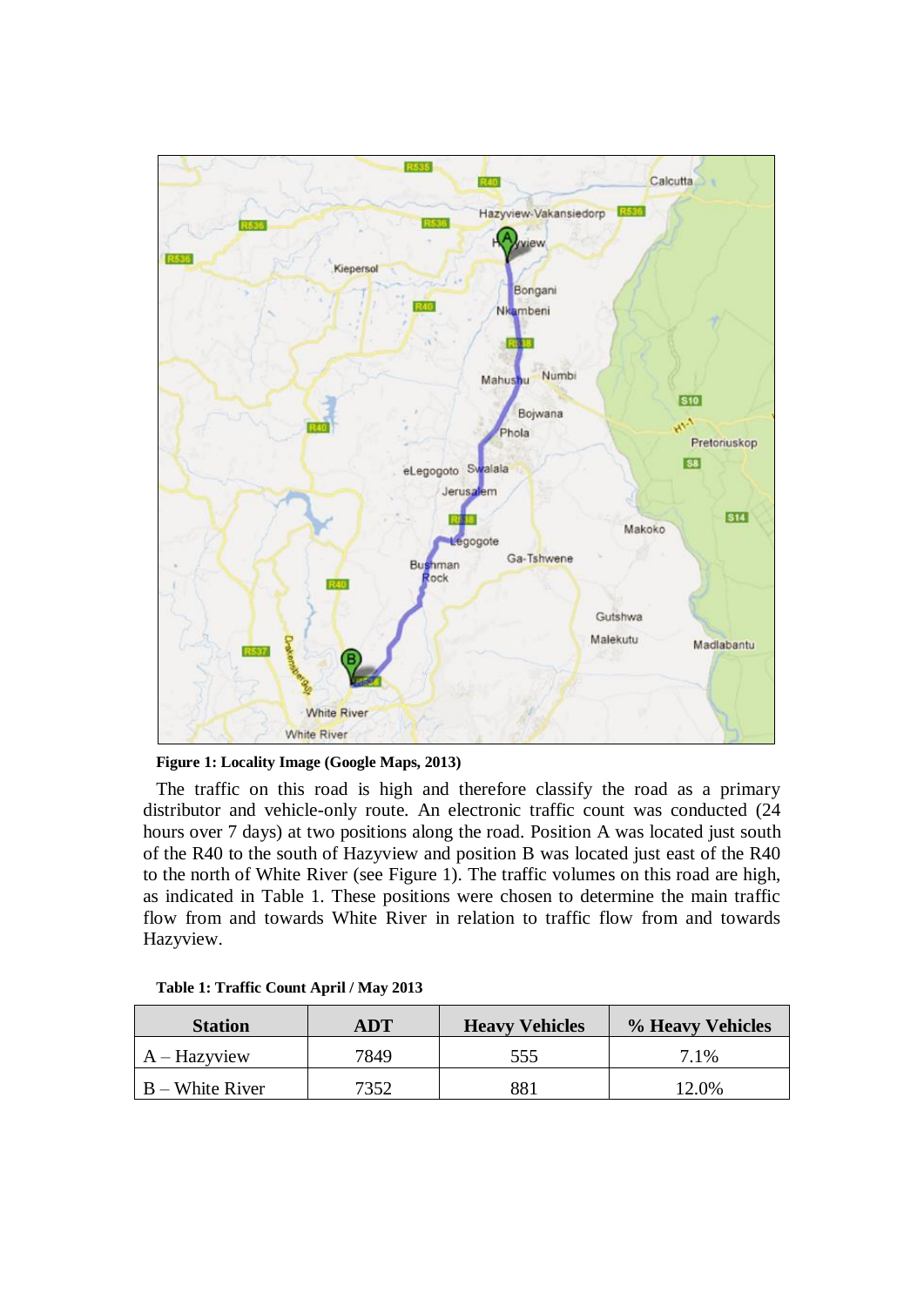**Figure 1: Locality Image (Google Maps, 2013)**

The traffic on this road is high and therefore classify the road as a primary distributor and vehicle-only route. An electronic traffic count was conducted (24 hours over 7 days) at two positions along the road. Position A was located just south of the R40 to the south of Hazyview and position B was located just east of the R40 to the north of White River (see Figure 1). The traffic volumes on this road are high, as indicated in Table 1. These positions were chosen to determine the main traffic flow from and towards White River in relation to traffic flow from and towards Hazyview.

**Table 1: Traffic Count April / May 2013**

| Station | ADT | Heavy Vehicles | % Heavy Vehicles |
|---|---|---|---|
| A – Hazyview | 7849 | 555 | 7.1% |
| B – White River | 7352 | 881 | 12.0% |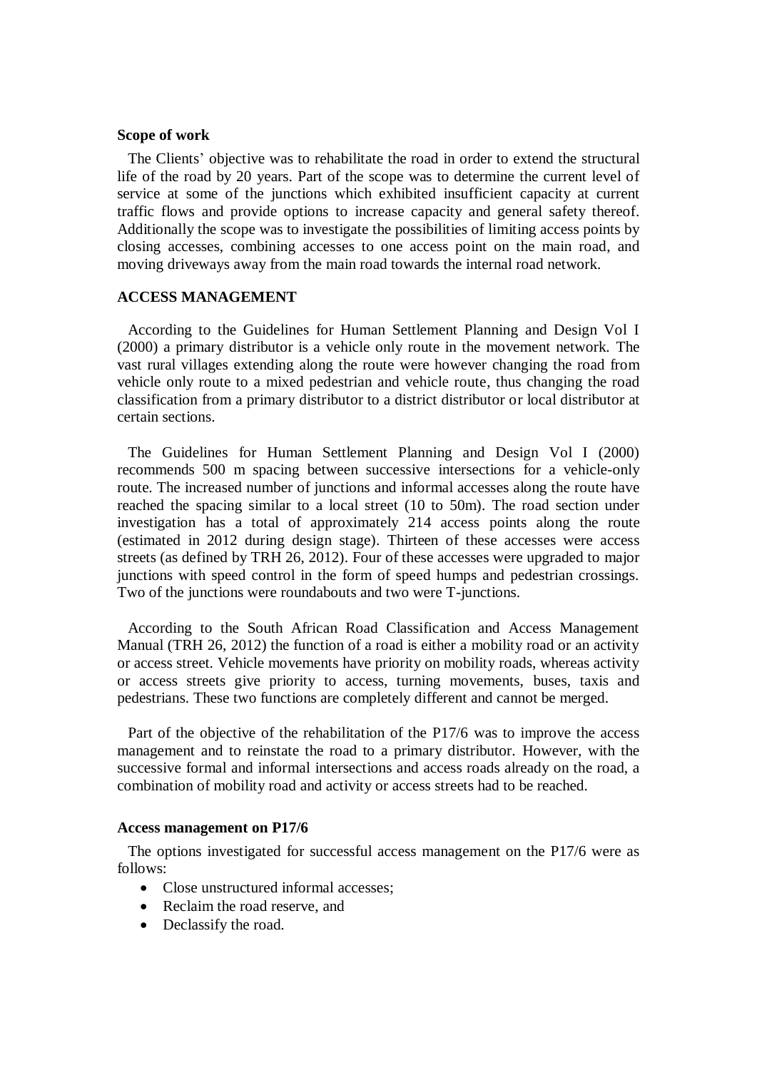**Scope of work**

The Clients' objective was to rehabilitate the road in order to extend the structural life of the road by 20 years. Part of the scope was to determine the current level of service at some of the junctions which exhibited insufficient capacity at current traffic flows and provide options to increase capacity and general safety thereof. Additionally the scope was to investigate the possibilities of limiting access points by closing accesses, combining accesses to one access point on the main road, and moving driveways away from the main road towards the internal road network.

## ACCESS MANAGEMENT

According to the Guidelines for Human Settlement Planning and Design Vol I (2000) a primary distributor is a vehicle only route in the movement network. The vast rural villages extending along the route were however changing the road from vehicle only route to a mixed pedestrian and vehicle route, thus changing the road classification from a primary distributor to a district distributor or local distributor at certain sections.

The Guidelines for Human Settlement Planning and Design Vol I (2000) recommends 500 m spacing between successive intersections for a vehicle-only route. The increased number of junctions and informal accesses along the route have reached the spacing similar to a local street (10 to 50m). The road section under investigation has a total of approximately 214 access points along the route (estimated in 2012 during design stage). Thirteen of these accesses were access streets (as defined by TRH 26, 2012). Four of these accesses were upgraded to major junctions with speed control in the form of speed humps and pedestrian crossings. Two of the junctions were roundabouts and two were T-junctions.

According to the South African Road Classification and Access Management Manual (TRH 26, 2012) the function of a road is either a mobility road or an activity or access street. Vehicle movements have priority on mobility roads, whereas activity or access streets give priority to access, turning movements, buses, taxis and pedestrians. These two functions are completely different and cannot be merged.

Part of the objective of the rehabilitation of the P17/6 was to improve the access management and to reinstate the road to a primary distributor. However, with the successive formal and informal intersections and access roads already on the road, a combination of mobility road and activity or access streets had to be reached.

**Access management on P17/6**

The options investigated for successful access management on the P17/6 were as follows:

- Close unstructured informal accesses;
- Reclaim the road reserve, and
- Declassify the road.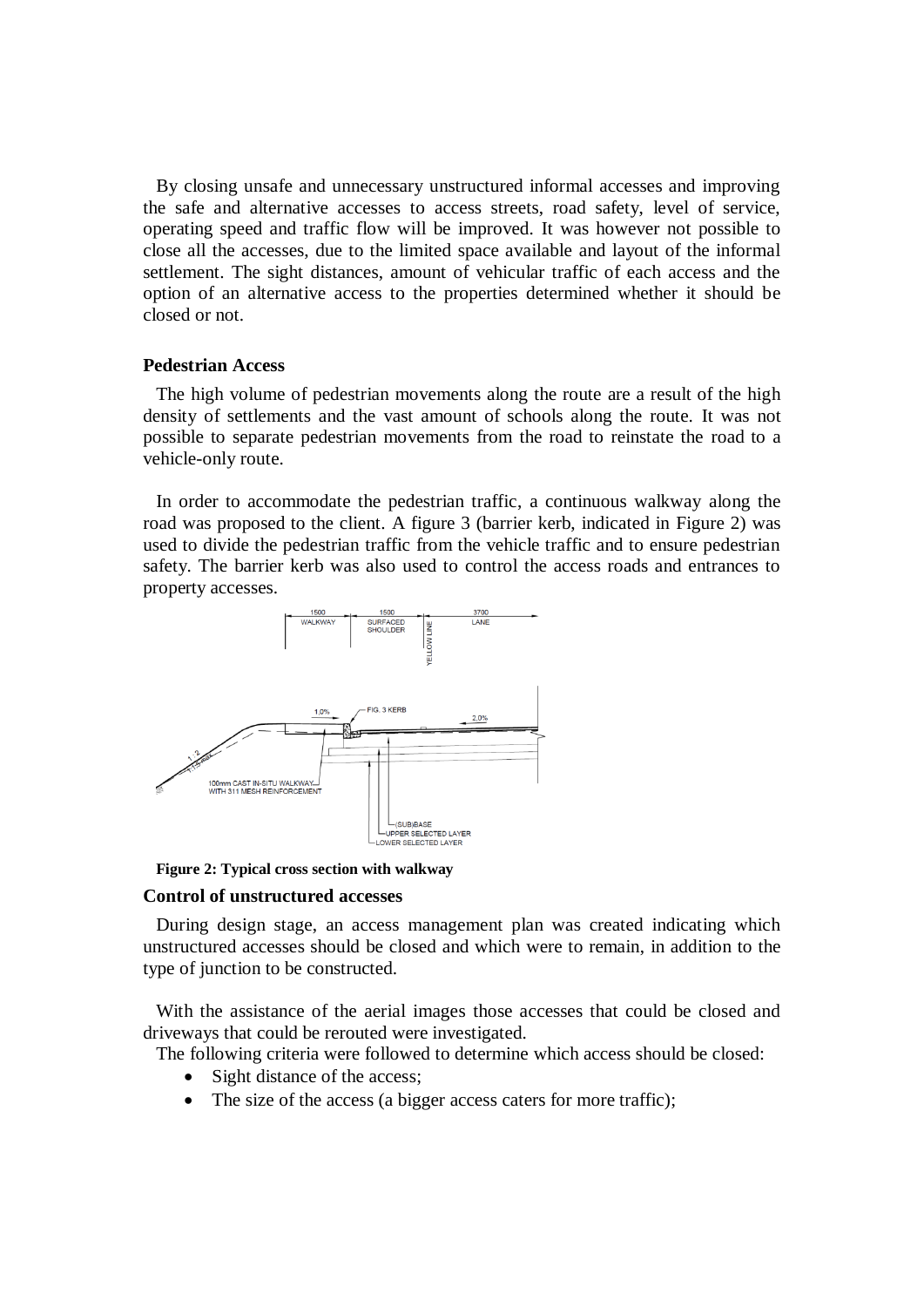By closing unsafe and unnecessary unstructured informal accesses and improving the safe and alternative accesses to access streets, road safety, level of service, operating speed and traffic flow will be improved. It was however not possible to close all the accesses, due to the limited space available and layout of the informal settlement. The sight distances, amount of vehicular traffic of each access and the option of an alternative access to the properties determined whether it should be closed or not.

**Pedestrian Access**

The high volume of pedestrian movements along the route are a result of the high density of settlements and the vast amount of schools along the route. It was not possible to separate pedestrian movements from the road to reinstate the road to a vehicle-only route.

In order to accommodate the pedestrian traffic, a continuous walkway along the road was proposed to the client. A figure 3 (barrier kerb, indicated in Figure 2) was used to divide the pedestrian traffic from the vehicle traffic and to ensure pedestrian safety. The barrier kerb was also used to control the access roads and entrances to property accesses.

**Figure 2: Typical cross section with walkway**

**Control of unstructured accesses**

During design stage, an access management plan was created indicating which unstructured accesses should be closed and which were to remain, in addition to the type of junction to be constructed.

With the assistance of the aerial images those accesses that could be closed and driveways that could be rerouted were investigated.

The following criteria were followed to determine which access should be closed:

- Sight distance of the access;
- The size of the access (a bigger access caters for more traffic);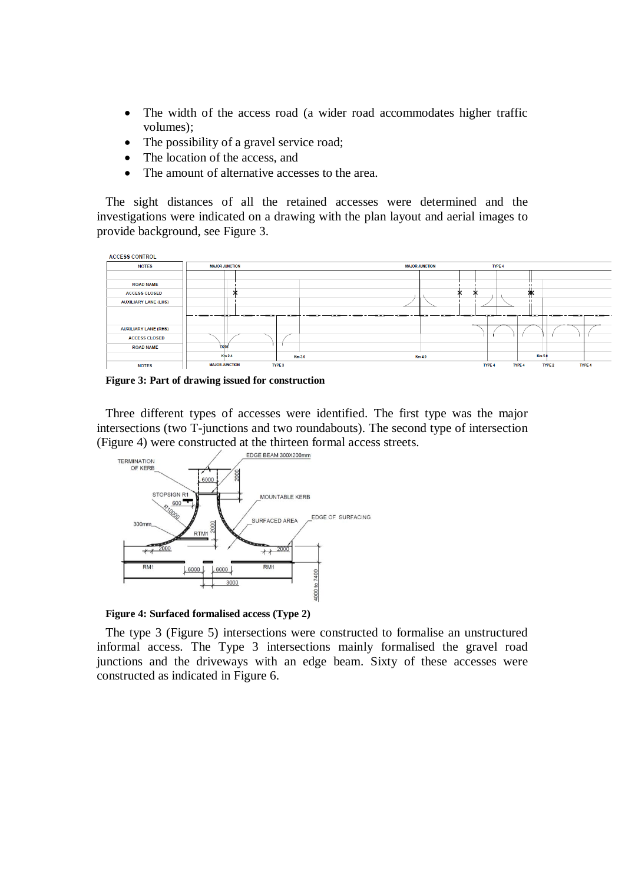- The width of the access road (a wider road accommodates higher traffic volumes);
- The possibility of a gravel service road;
- The location of the access, and
- The amount of alternative accesses to the area.

The sight distances of all the retained accesses were determined and the investigations were indicated on a drawing with the plan layout and aerial images to provide background, see Figure 3.

**Figure 3: Part of drawing issued for construction**

Three different types of accesses were identified. The first type was the major intersections (two T-junctions and two roundabouts). The second type of intersection (Figure 4) were constructed at the thirteen formal access streets.

**Figure 4: Surfaced formalised access (Type 2)**

The type 3 (Figure 5) intersections were constructed to formalise an unstructured informal access. The Type 3 intersections mainly formalised the gravel road junctions and the driveways with an edge beam. Sixty of these accesses were constructed as indicated in Figure 6.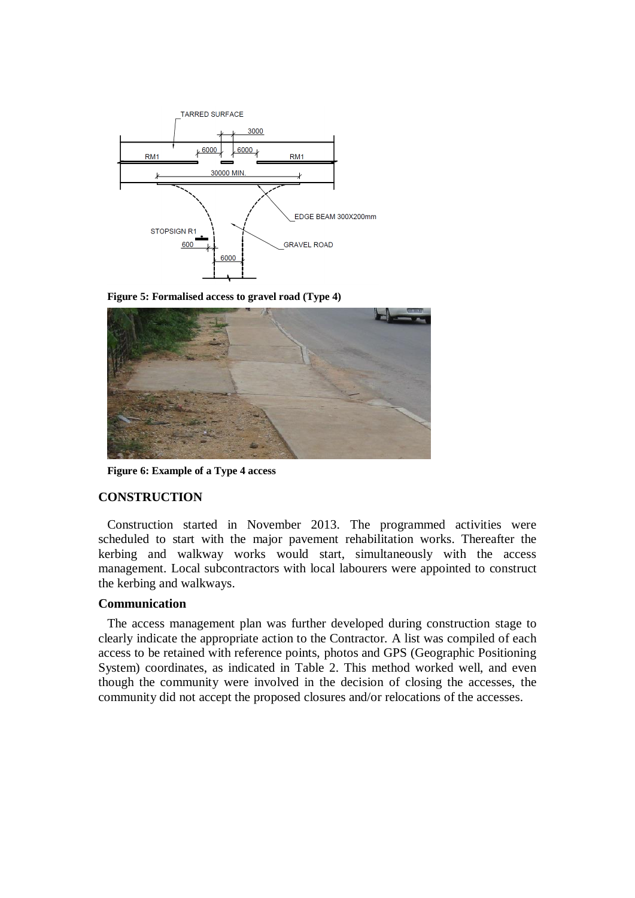Figure 5: Formalised access to gravel road (Type 4)

Figure 6: Example of a Type 4 access

## CONSTRUCTION

Construction started in November 2013. The programmed activities were scheduled to start with the major pavement rehabilitation works. Thereafter the kerbing and walkway works would start, simultaneously with the access management. Local subcontractors with local labourers were appointed to construct the kerbing and walkways.

### Communication

The access management plan was further developed during construction stage to clearly indicate the appropriate action to the Contractor. A list was compiled of each access to be retained with reference points, photos and GPS (Geographic Positioning System) coordinates, as indicated in Table 2. This method worked well, and even though the community were involved in the decision of closing the accesses, the community did not accept the proposed closures and/or relocations of the accesses.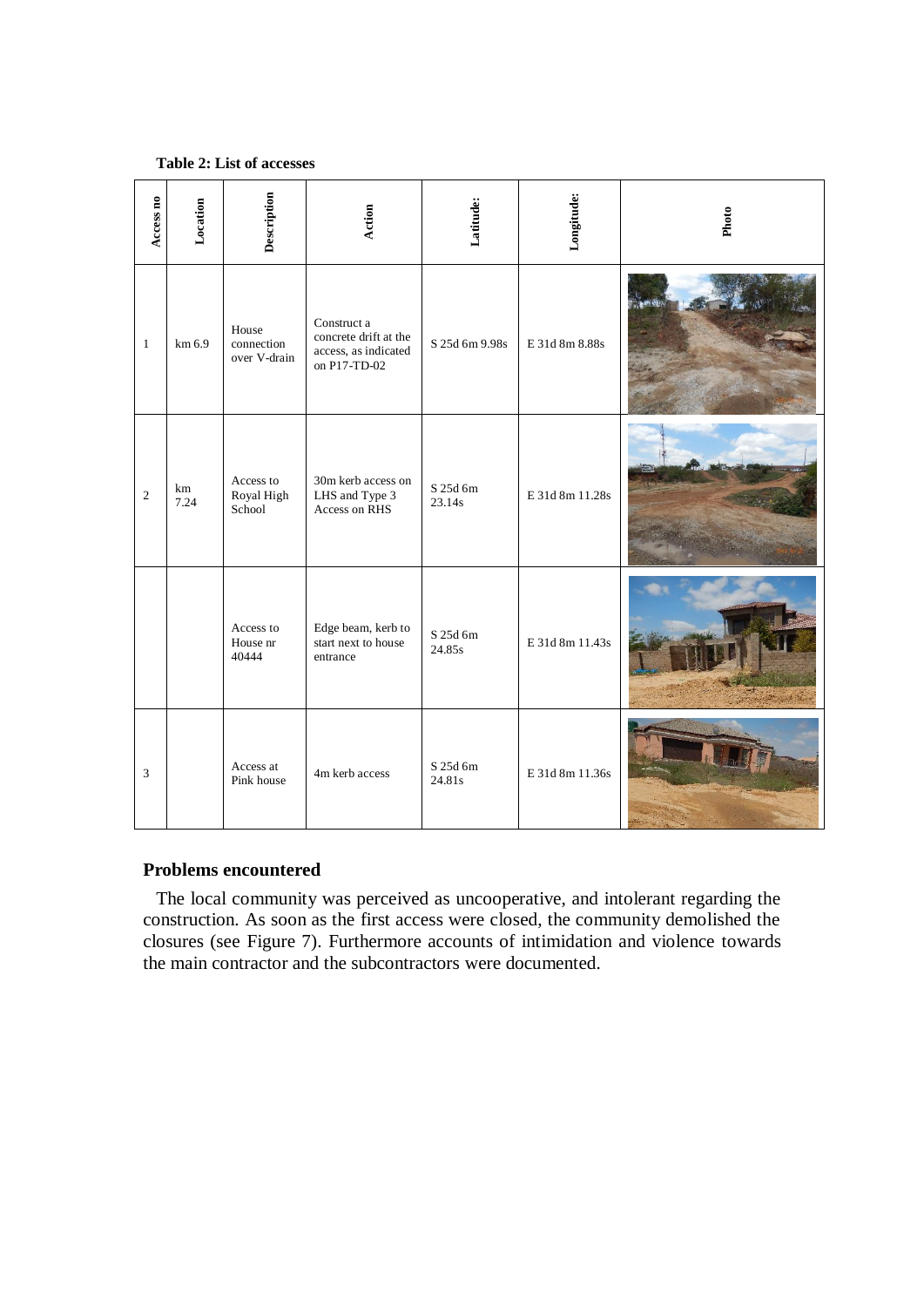**Table 2: List of accesses**

| Access no | Location | Description | Action | Latitude: | Longitude: | Photo |
|---|---|---|---|---|---|---|
| 1 | km 6.9 | House connection over V-drain | Construct a concrete drift at the access, as indicated on P17-TD-02 | S 25d 6m 9.98s | E 31d 8m 8.88s | |
| 2 | km 7.24 | Access to Royal High School | 30m kerb access on LHS and Type 3 Access on RHS | S 25d 6m 23.14s | E 31d 8m 11.28s | |
| | | Access to House nr 40444 | Edge beam, kerb to start next to house entrance | S 25d 6m 24.85s | E 31d 8m 11.43s | |
| 3 | | Access at Pink house | 4m kerb access | S 25d 6m 24.81s | E 31d 8m 11.36s | |

## Problems encountered

The local community was perceived as uncooperative, and intolerant regarding the construction. As soon as the first access were closed, the community demolished the closures (see Figure 7). Furthermore accounts of intimidation and violence towards the main contractor and the subcontractors were documented.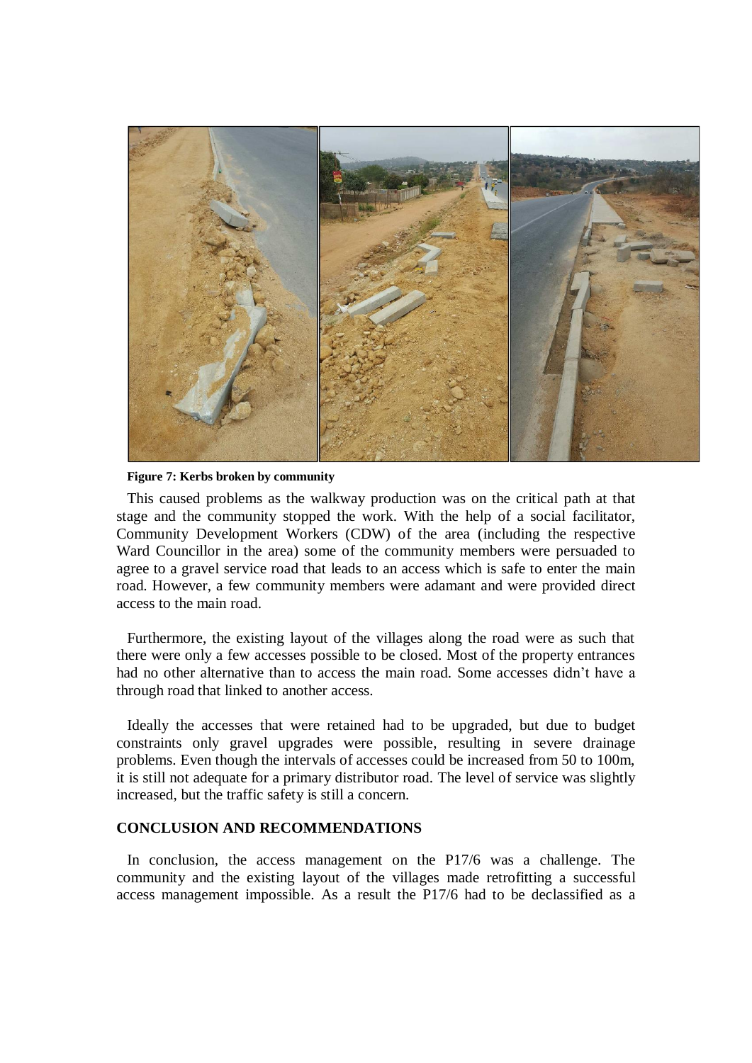**Figure 7: Kerbs broken by community**

This caused problems as the walkway production was on the critical path at that stage and the community stopped the work. With the help of a social facilitator, Community Development Workers (CDW) of the area (including the respective Ward Councillor in the area) some of the community members were persuaded to agree to a gravel service road that leads to an access which is safe to enter the main road. However, a few community members were adamant and were provided direct access to the main road.

Furthermore, the existing layout of the villages along the road were as such that there were only a few accesses possible to be closed. Most of the property entrances had no other alternative than to access the main road. Some accesses didn't have a through road that linked to another access.

Ideally the accesses that were retained had to be upgraded, but due to budget constraints only gravel upgrades were possible, resulting in severe drainage problems. Even though the intervals of accesses could be increased from 50 to 100m, it is still not adequate for a primary distributor road. The level of service was slightly increased, but the traffic safety is still a concern.

## CONCLUSION AND RECOMMENDATIONS

In conclusion, the access management on the P17/6 was a challenge. The community and the existing layout of the villages made retrofitting a successful access management impossible. As a result the P17/6 had to be declassified as a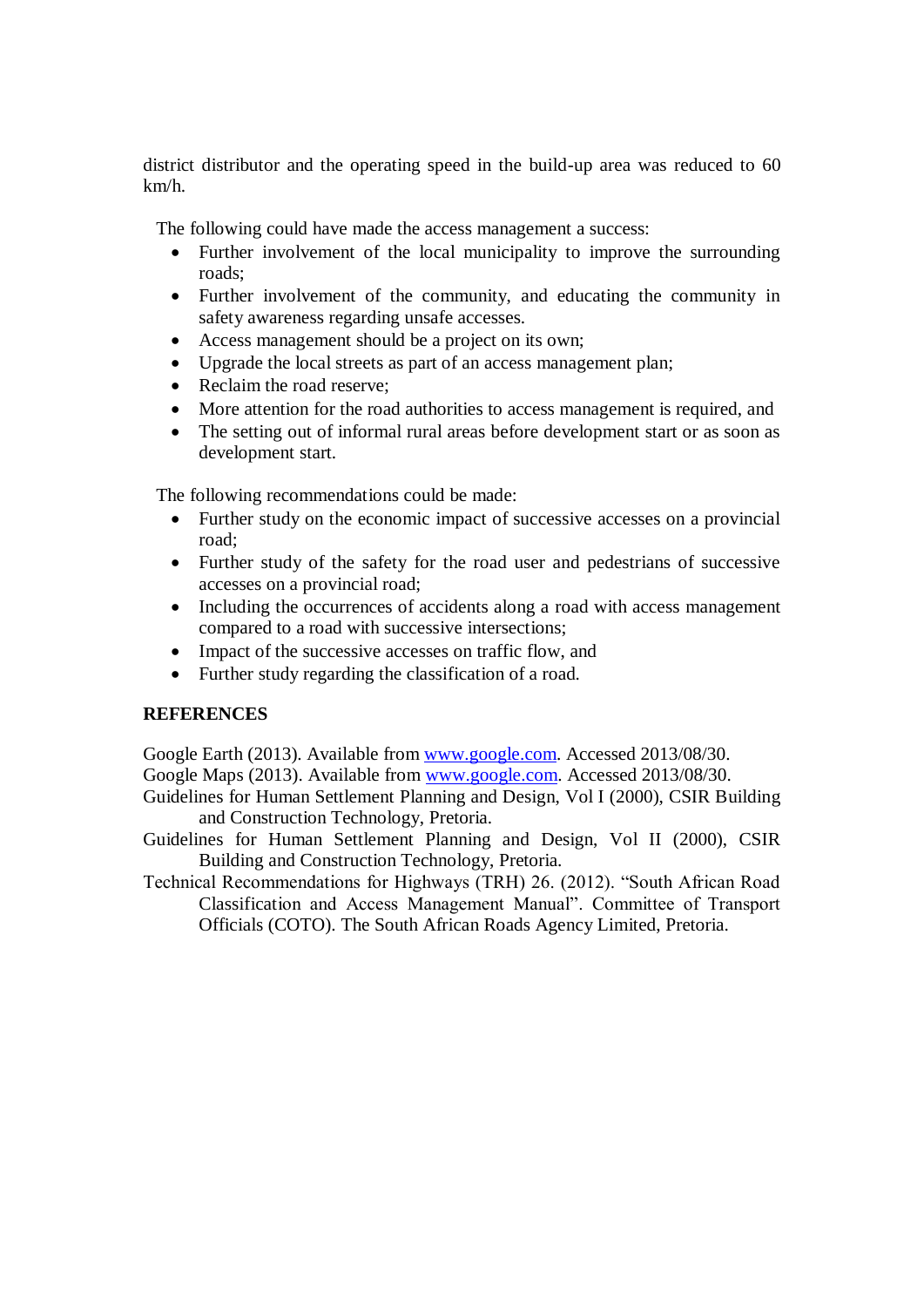district distributor and the operating speed in the build-up area was reduced to 60 km/h.

The following could have made the access management a success:

- Further involvement of the local municipality to improve the surrounding roads;
- Further involvement of the community, and educating the community in safety awareness regarding unsafe accesses.
- Access management should be a project on its own;
- Upgrade the local streets as part of an access management plan;
- Reclaim the road reserve;
- More attention for the road authorities to access management is required, and
- The setting out of informal rural areas before development start or as soon as development start.

The following recommendations could be made:

- Further study on the economic impact of successive accesses on a provincial road;
- Further study of the safety for the road user and pedestrians of successive accesses on a provincial road;
- Including the occurrences of accidents along a road with access management compared to a road with successive intersections;
- Impact of the successive accesses on traffic flow, and
- Further study regarding the classification of a road.

## REFERENCES

Google Earth (2013). Available from www.google.com. Accessed 2013/08/30.

Google Maps (2013). Available from www.google.com. Accessed 2013/08/30.

Guidelines for Human Settlement Planning and Design, Vol I (2000), CSIR Building and Construction Technology, Pretoria.

Guidelines for Human Settlement Planning and Design, Vol II (2000), CSIR Building and Construction Technology, Pretoria.

Technical Recommendations for Highways (TRH) 26. (2012). "South African Road Classification and Access Management Manual". Committee of Transport Officials (COTO). The South African Roads Agency Limited, Pretoria.